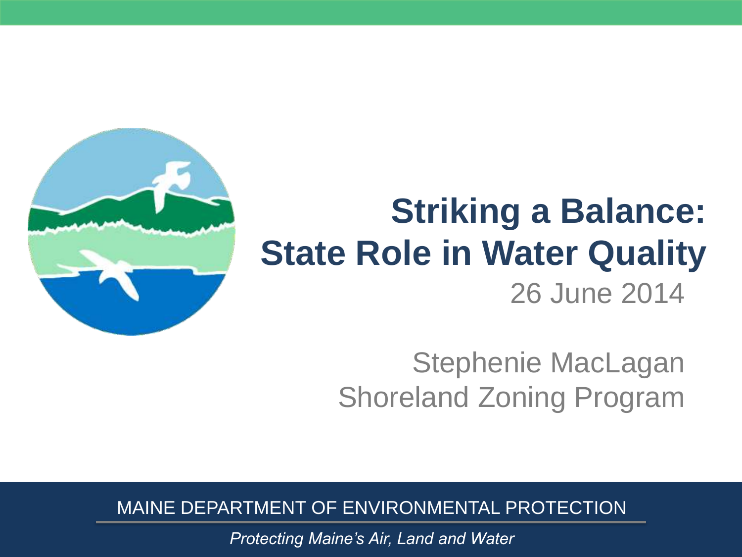# Striking a Balance: State Role in Water Quality

26 June 2014

Stephenie MacLagan
Shoreland Zoning Program

MAINE DEPARTMENT OF ENVIRONMENTAL PROTECTION

*Protecting Maine's Air, Land and Water*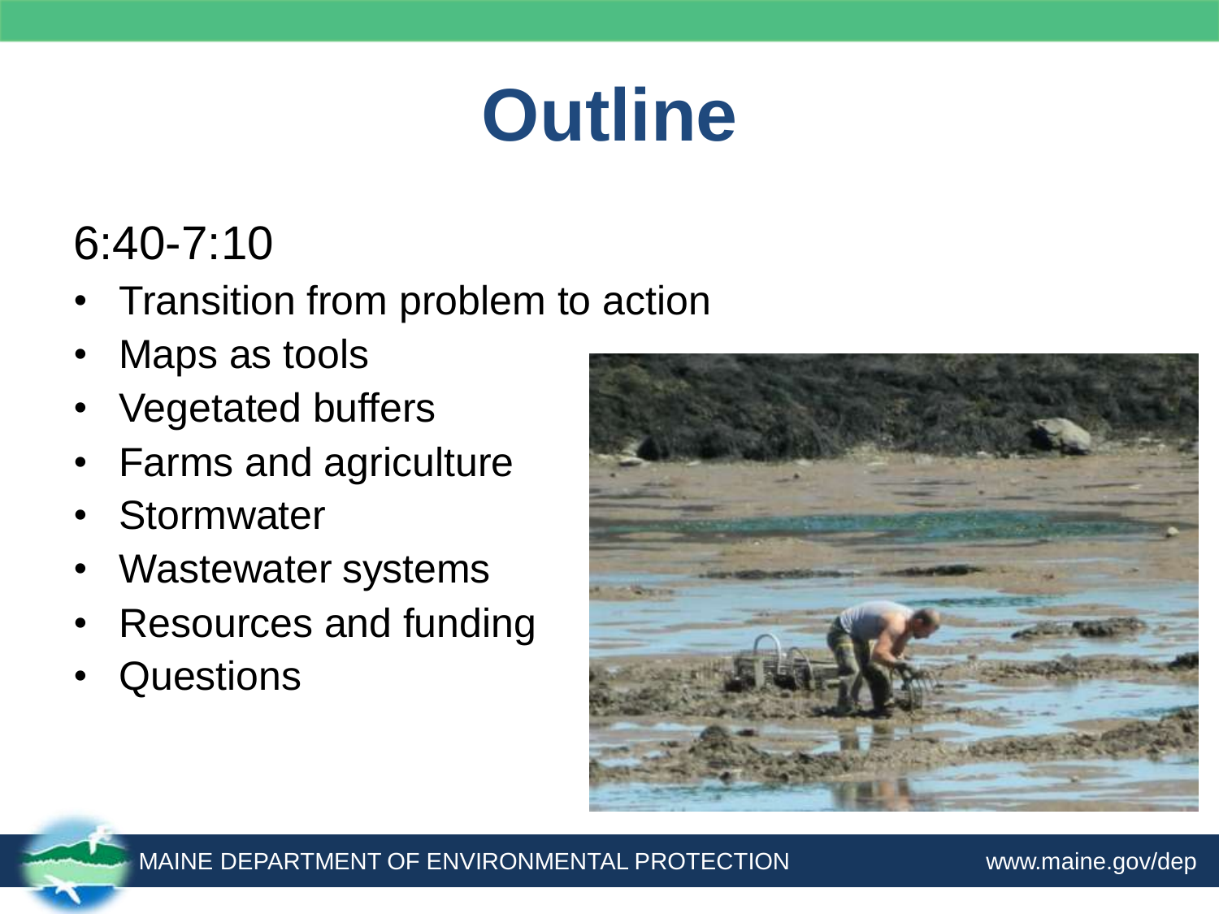# Outline

6:40-7:10

- Transition from problem to action
- Maps as tools
- Vegetated buffers
- Farms and agriculture
- Stormwater
- Wastewater systems
- Resources and funding
- Questions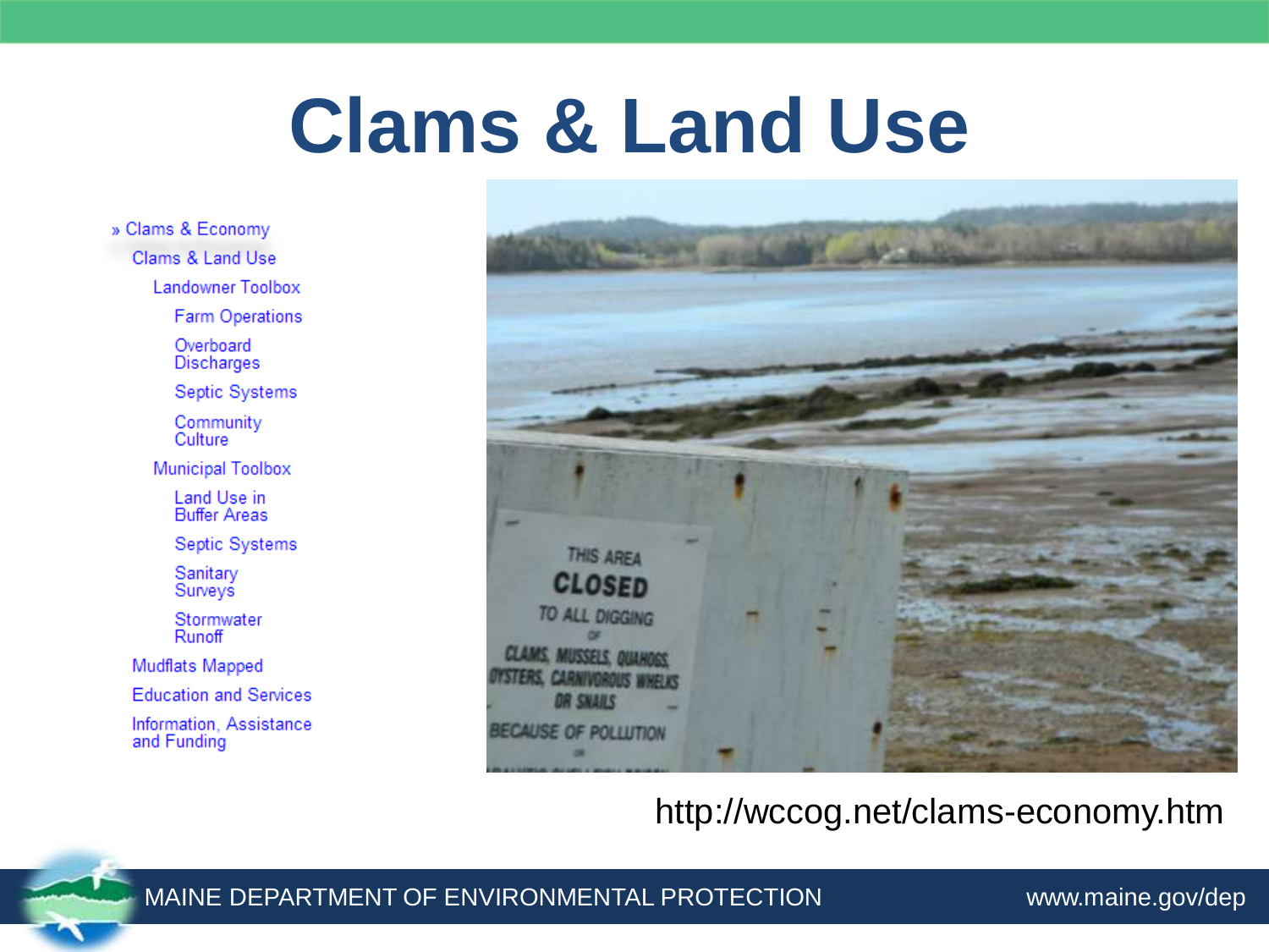# Clams & Land Use

- » Clams & Economy
  - Clams & Land Use
    - Landowner Toolbox
      - Farm Operations
      - Overboard Discharges
      - Septic Systems
      - Community Culture
    - Municipal Toolbox
      - Land Use in Buffer Areas
      - Septic Systems
      - Sanitary Surveys
      - Stormwater Runoff
  - Mudflats Mapped
  - Education and Services
  - Information, Assistance and Funding

http://wccog.net/clams-economy.htm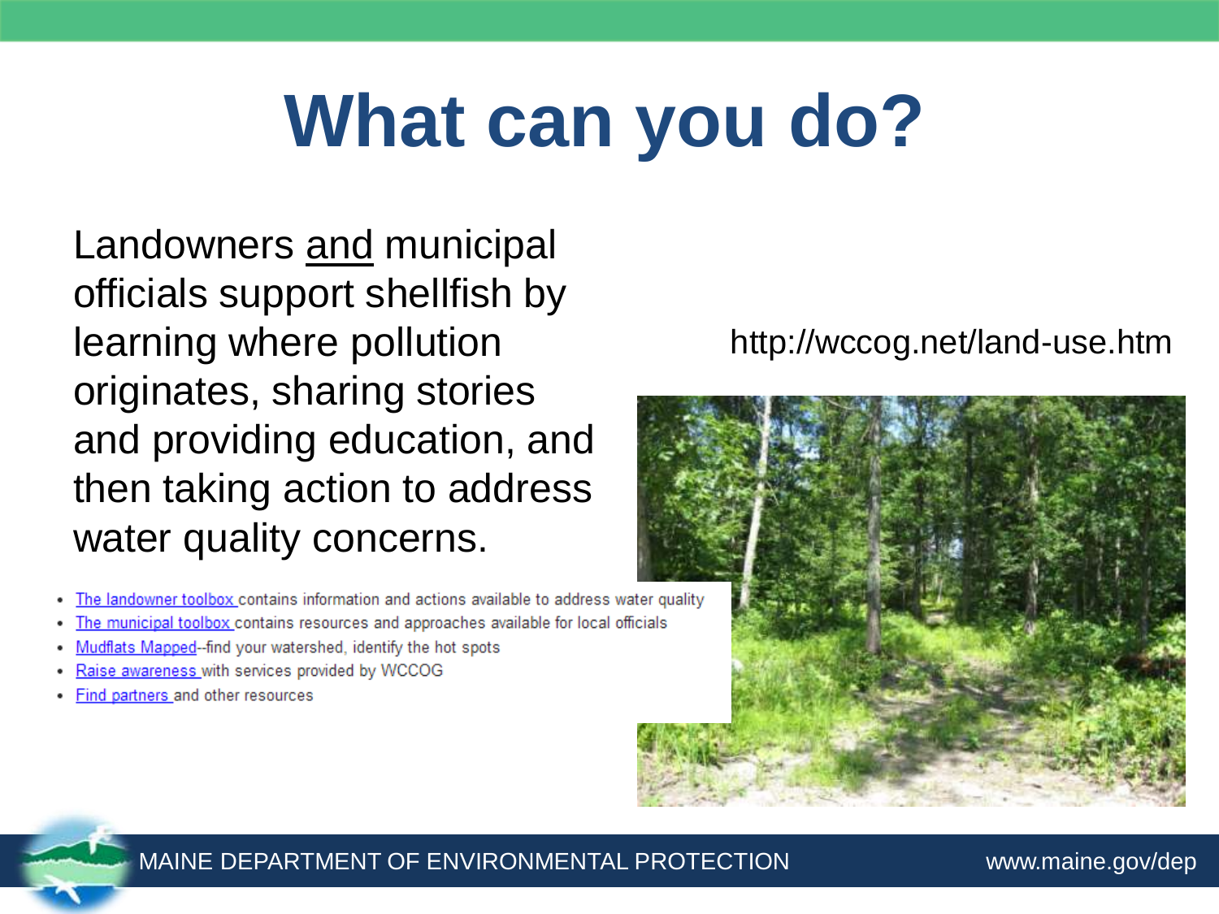# What can you do?

Landowners <u>and</u> municipal officials support shellfish by learning where pollution originates, sharing stories and providing education, and then taking action to address water quality concerns.

http://wccog.net/land-use.htm

- The landowner toolbox contains information and actions available to address water quality
- The municipal toolbox contains resources and approaches available for local officials
- Mudflats Mapped--find your watershed, identify the hot spots
- Raise awareness with services provided by WCCOG
- Find partners and other resources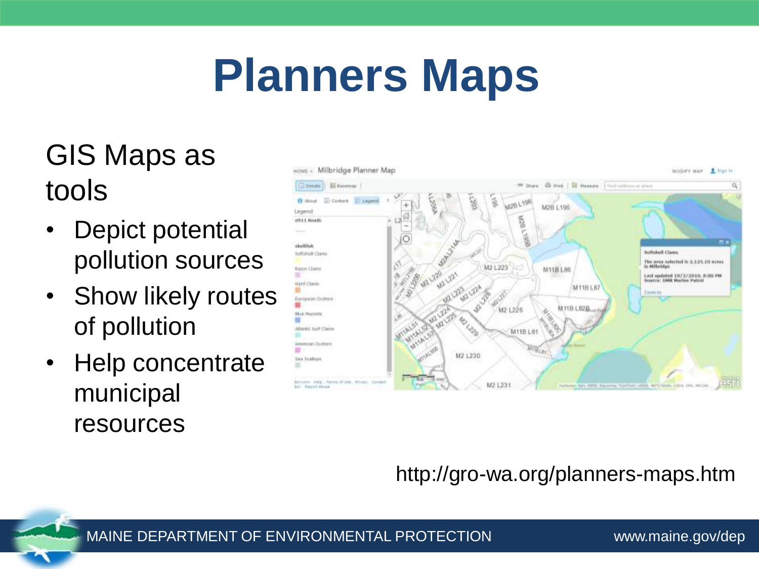# Planners Maps

GIS Maps as tools

- Depict potential pollution sources
- Show likely routes of pollution
- Help concentrate municipal resources

http://gro-wa.org/planners-maps.htm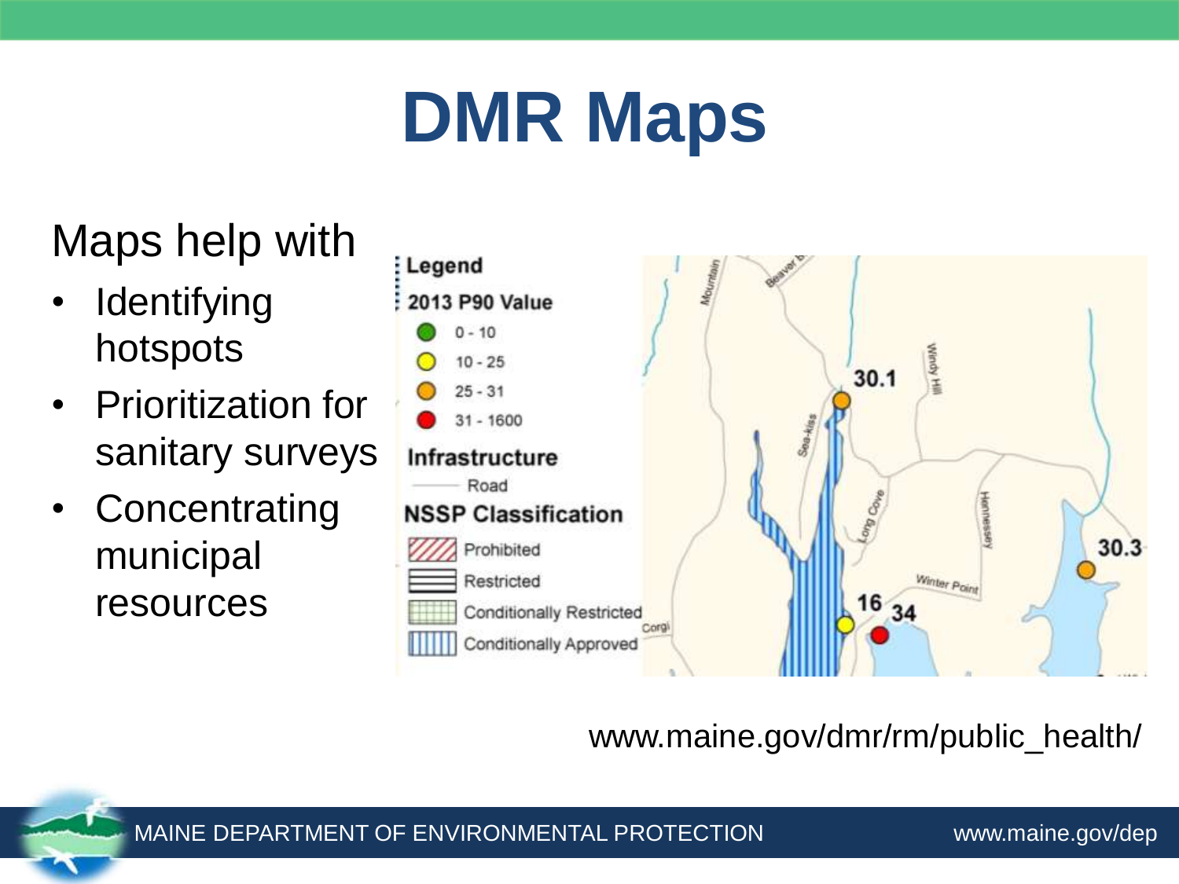# DMR Maps

Maps help with

- Identifying hotspots
- Prioritization for sanitary surveys
- Concentrating municipal resources

Legend

2013 P90 Value

- 0 - 10
- 10 - 25
- 25 - 31
- 31 - 1600

Infrastructure

- Road

NSSP Classification

- Prohibited
- Restricted
- Conditionally Restricted
- Conditionally Approved

www.maine.gov/dmr/rm/public_health/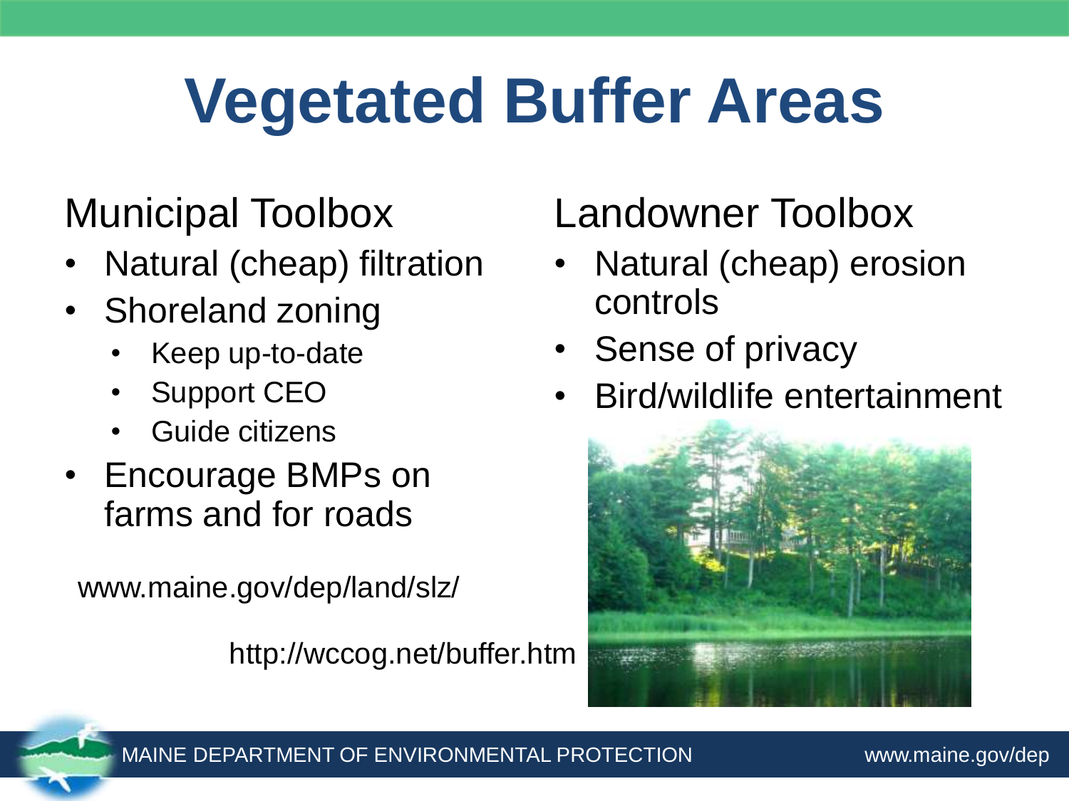# Vegetated Buffer Areas

## Municipal Toolbox

- Natural (cheap) filtration
- Shoreland zoning
  - Keep up-to-date
  - Support CEO
  - Guide citizens
- Encourage BMPs on farms and for roads

www.maine.gov/dep/land/slz/

http://wccog.net/buffer.htm

## Landowner Toolbox

- Natural (cheap) erosion controls
- Sense of privacy
- Bird/wildlife entertainment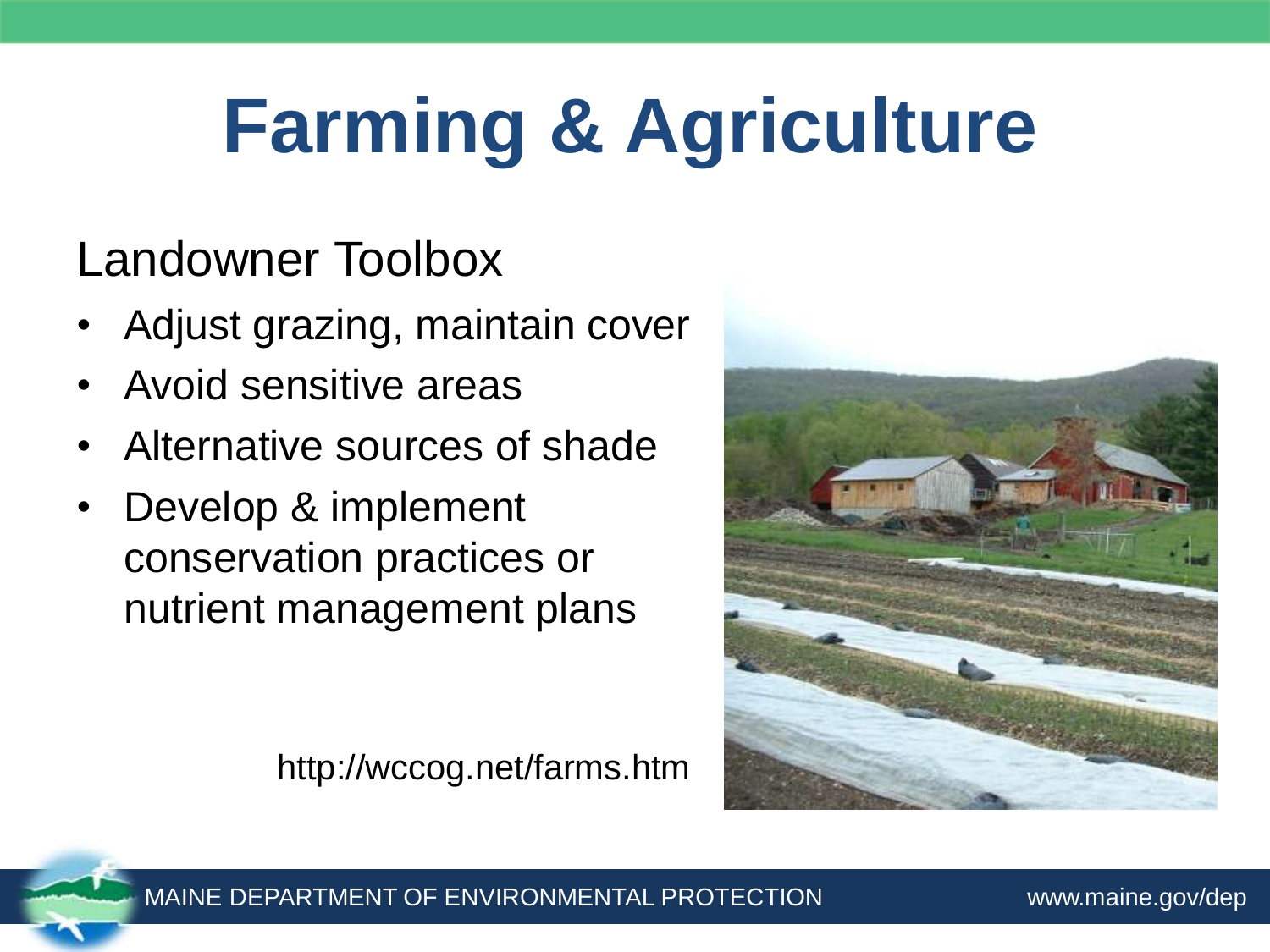# Farming & Agriculture

## Landowner Toolbox

- Adjust grazing, maintain cover
- Avoid sensitive areas
- Alternative sources of shade
- Develop & implement conservation practices or nutrient management plans

http://wccog.net/farms.htm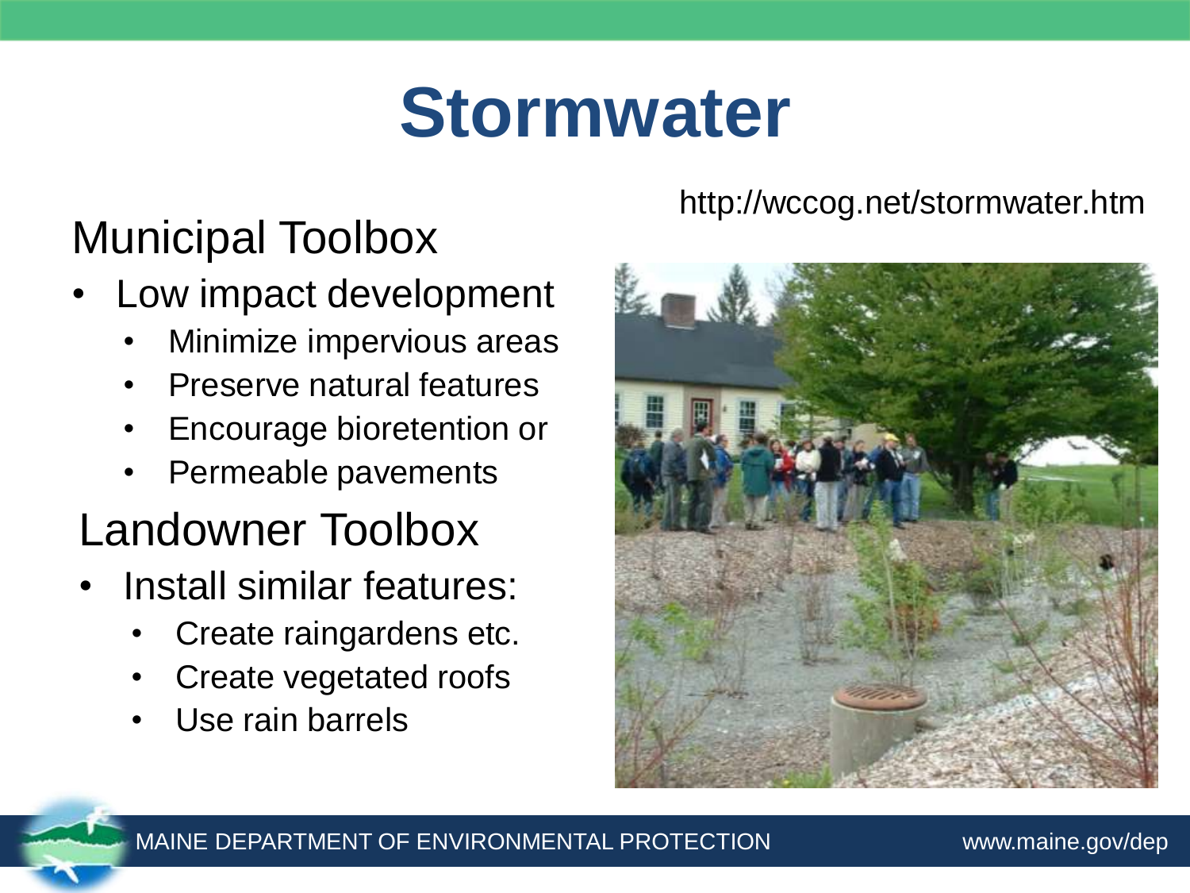# Stormwater

http://wccog.net/stormwater.htm

## Municipal Toolbox

- Low impact development
  - Minimize impervious areas
  - Preserve natural features
  - Encourage bioretention or
  - Permeable pavements

## Landowner Toolbox

- Install similar features:
  - Create raingardens etc.
  - Create vegetated roofs
  - Use rain barrels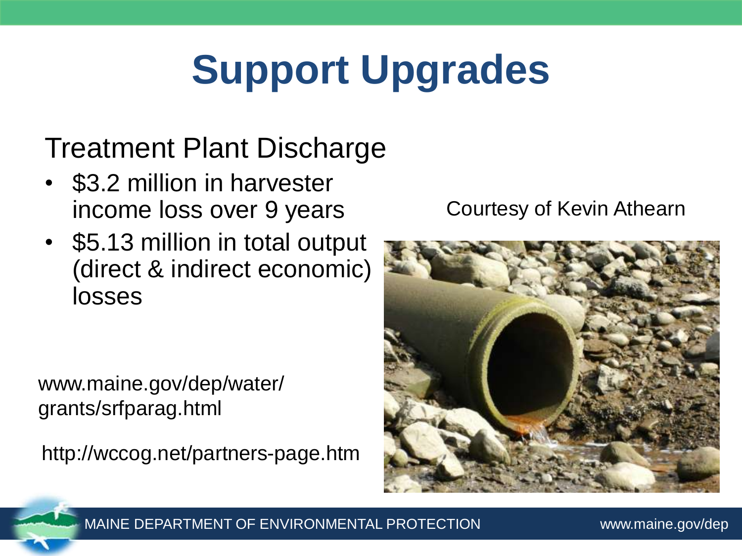# Support Upgrades

## Treatment Plant Discharge

- $3.2 million in harvester income loss over 9 years
- $5.13 million in total output (direct & indirect economic) losses

www.maine.gov/dep/water/grants/srfparag.html

http://wccog.net/partners-page.htm

Courtesy of Kevin Athearn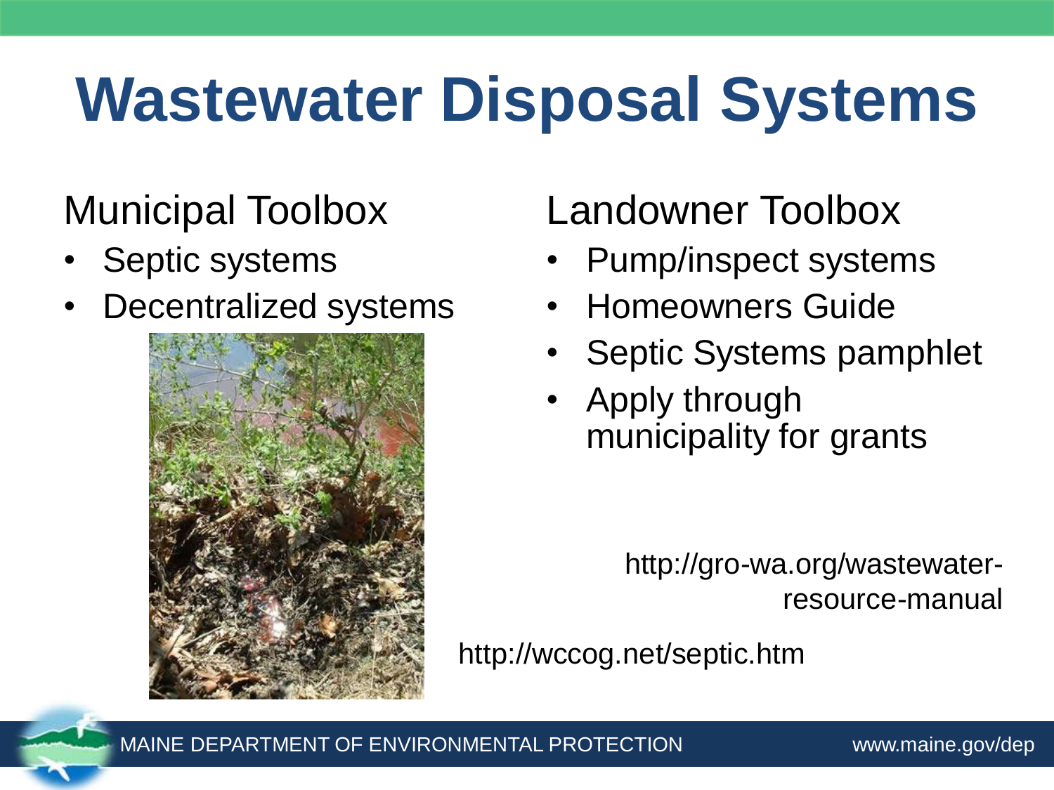# Wastewater Disposal Systems

## Municipal Toolbox

- Septic systems
- Decentralized systems

## Landowner Toolbox

- Pump/inspect systems
- Homeowners Guide
- Septic Systems pamphlet
- Apply through municipality for grants

http://gro-wa.org/wastewater-resource-manual

http://wccog.net/septic.htm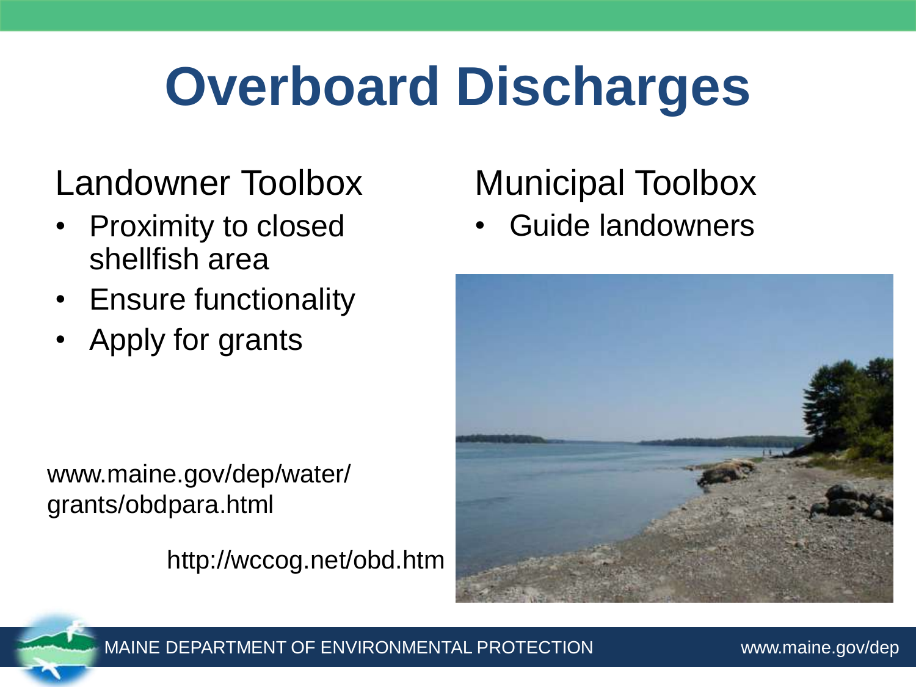# Overboard Discharges

## Landowner Toolbox

- Proximity to closed shellfish area
- Ensure functionality
- Apply for grants

www.maine.gov/dep/water/grants/obdpara.html

http://wccog.net/obd.htm

## Municipal Toolbox

- Guide landowners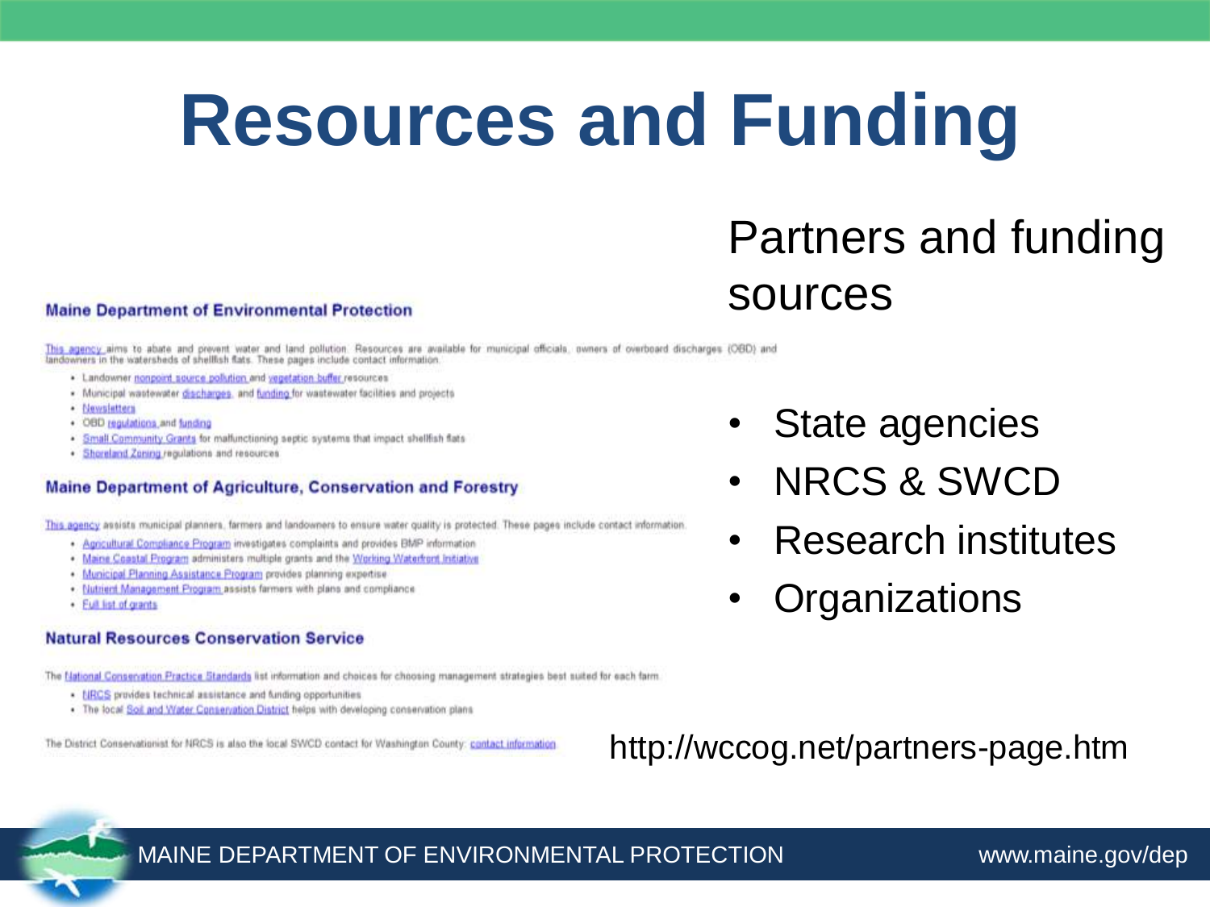# Resources and Funding

**Maine Department of Environmental Protection**

This agency aims to abate and prevent water and land pollution. Resources are available for municipal officials, owners of overboard discharges (OBD) and landowners in the watersheds of shellfish flats. These pages include contact information.

- Landowner nonpoint source pollution and vegetation buffer resources
- Municipal wastewater discharges, and funding for wastewater facilities and projects
- Newsletters
- OBD regulations and funding
- Small Community Grants for malfunctioning septic systems that impact shellfish flats
- Shoreland Zoning regulations and resources

**Maine Department of Agriculture, Conservation and Forestry**

This agency assists municipal planners, farmers and landowners to ensure water quality is protected. These pages include contact information.

- Agricultural Compliance Program investigates complaints and provides BMP information
- Maine Coastal Program administers multiple grants and the Working Waterfront Initiative
- Municipal Planning Assistance Program provides planning expertise
- Nutrient Management Program assists farmers with plans and compliance
- Full list of grants

**Natural Resources Conservation Service**

The National Conservation Practice Standards list information and choices for choosing management strategies best suited for each farm.

- NRCS provides technical assistance and funding opportunities
- The local Soil and Water Conservation District helps with developing conservation plans

The District Conservationist for NRCS is also the local SWCD contact for Washington County: contact information

## Partners and funding sources

- State agencies
- NRCS & SWCD
- Research institutes
- Organizations

http://wccog.net/partners-page.htm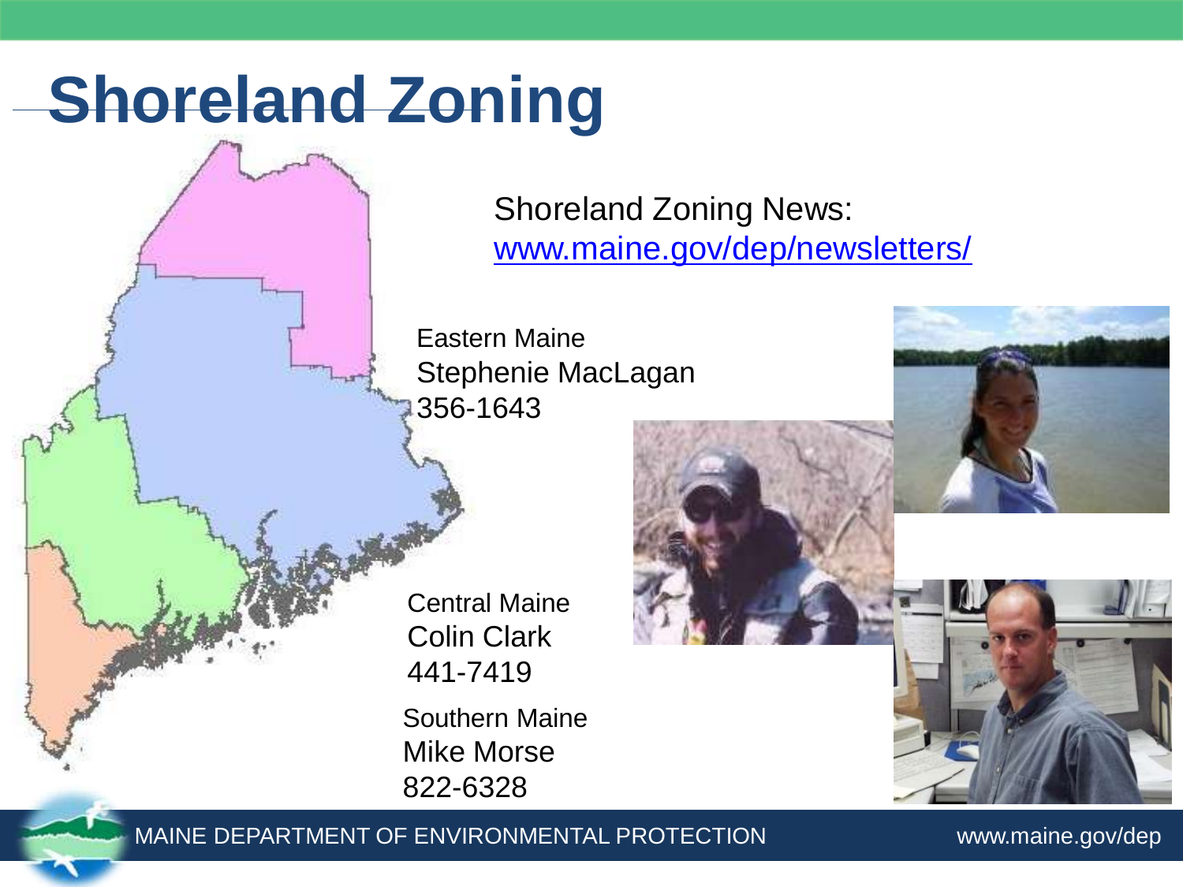# Shoreland Zoning

Shoreland Zoning News:
[www.maine.gov/dep/newsletters/](www.maine.gov/dep/newsletters/)

Eastern Maine
Stephenie MacLagan
356-1643

Central Maine
Colin Clark
441-7419

Southern Maine
Mike Morse
822-6328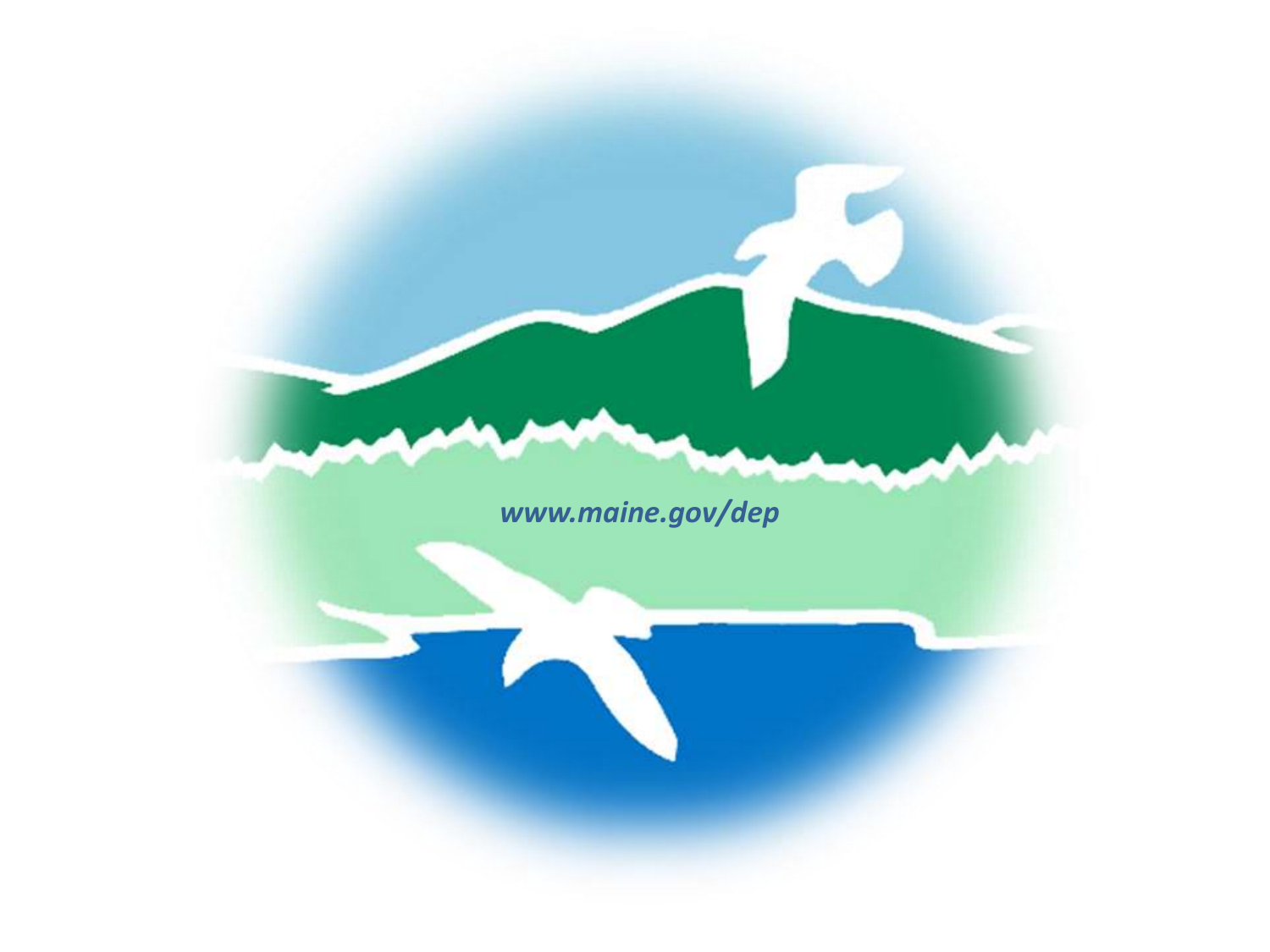*www.maine.gov/dep*